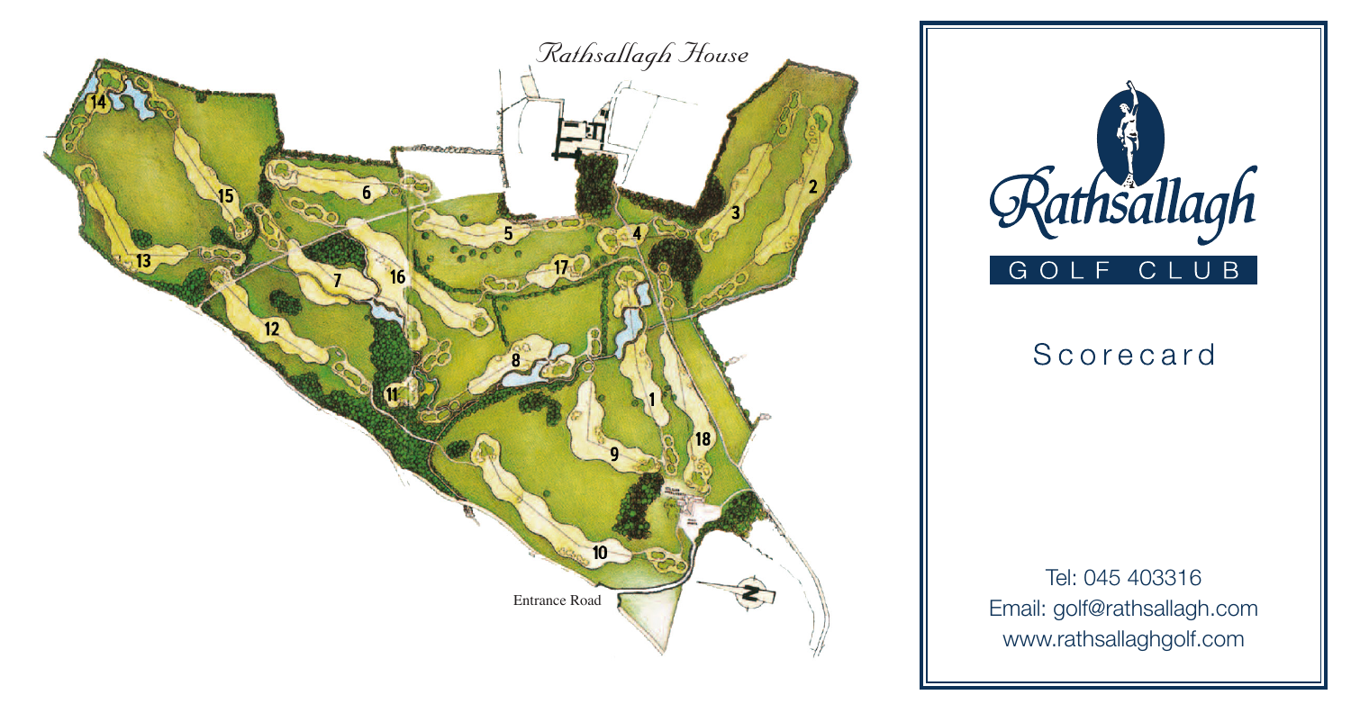*Rathsallagh House*

14

15

6

5

4

3

2

13

7

16

17

12

8

11

1

18

9

10

Entrance Road

# Rathsallagh

GOLF CLUB

## Scorecard

Tel: 045 403316
Email: golf@rathsallagh.com
www.rathsallaghgolf.com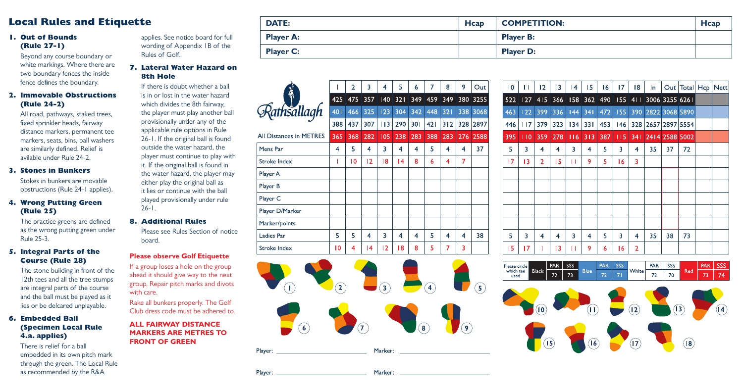## Local Rules and Etiquette

### 1. Out of Bounds (Rule 27-1)

Beyond any course boundary or white markings. Where there are two boundary fences the inside fence defines the boundary.

### 2. Immovable Obstructions (Rule 24-2)

All road, pathways, staked trees, fixed sprinkler heads, fairway distance markers, permanent tee markers, seats, bins, ball washers are similarly defined. Relief is avilable under Rule 24-2.

### 3. Stones in Bunkers

Stokes in bunkers are movable obstructions (Rule 24-1 applies).

### 4. Wrong Putting Green (Rule 25)

The practice greens are defined as the wrong putting green under Rule 25-3.

### 5. Integral Parts of the Course (Rule 28)

The stone building in front of the 12th tees and all the tree stumps are integral parts of the course and the ball must be played as it lies or be delcared unplayable.

### 6. Embedded Ball (Specimen Local Rule 4.a. applies)

There is relief for a ball embedded in its own pitch mark through the green. The Local Rule as recommended by the R&A applies. See notice board for full wording of Appendix 1B of the Rules of Golf.

### 7. Lateral Water Hazard on 8th Hole

If there is doubt whether a ball is in or lost in the water hazard which divides the 8th fairway, the player must play another ball provisionally under any of the applicable rule options in Rule 26-1. If the original ball is found outside the water hazard, the player must continue to play with it. If the original ball is found in the water hazard, the player may either play the original ball as it lies or continue with the ball played provisionally under rule 26-1.

### 8. Additional Rules

Please see Rules Section of notice board.

**Please observe Golf Etiquette**

If a group loses a hole on the group ahead it should give way to the next group. Repair pitch marks and divots with care.

Rake all bunkers properly. The Golf Club dress code must be adhered to.

**ALL FAIRWAY DISTANCE MARKERS ARE METRES TO FRONT OF GREEN**

| **DATE:** | **Hcap** | **COMPETITION:** | **Hcap** |
|---|---|---|---|
| **Player A:** | | **Player B:** | |
| **Player C:** | | **Player D:** | |

Rathsallagh

| All Distances in METRES | 1 | 2 | 3 | 4 | 5 | 6 | 7 | 8 | 9 | Out | 10 | 11 | 12 | 13 | 14 | 15 | 16 | 17 | 18 | In | Out | Total | Hcp | Nett |
|---|---|---|---|---|---|---|---|---|---|---|---|---|---|---|---|---|---|---|---|---|---|---|---|---|
| Black | 425 | 475 | 357 | 140 | 321 | 349 | 459 | 349 | 380 | 3255 | 522 | 127 | 415 | 366 | 158 | 362 | 490 | 155 | 411 | 3006 | 3255 | 6261 | | |
| Blue | 401 | 466 | 325 | 123 | 304 | 342 | 448 | 321 | 338 | 3068 | 463 | 122 | 399 | 336 | 144 | 341 | 472 | 155 | 390 | 2822 | 3068 | 5890 | | |
| White | 388 | 437 | 307 | 113 | 290 | 301 | 421 | 312 | 328 | 2897 | 446 | 117 | 379 | 323 | 134 | 331 | 453 | 146 | 328 | 2657 | 2897 | 5554 | | |
| Red | 365 | 368 | 282 | 105 | 238 | 283 | 388 | 283 | 276 | 2588 | 395 | 110 | 359 | 278 | 116 | 313 | 387 | 115 | 341 | 2414 | 2588 | 5002 | | |
| Mens Par | 4 | 5 | 4 | 3 | 4 | 4 | 5 | 4 | 4 | 37 | 5 | 3 | 4 | 4 | 3 | 4 | 5 | 3 | 4 | 35 | 37 | 72 | | |
| Stroke Index | 1 | 10 | 12 | 18 | 14 | 8 | 6 | 4 | 7 | | 17 | 13 | 2 | 15 | 11 | 9 | 5 | 16 | 3 | | | | | |
| Player A | | | | | | | | | | | | | | | | | | | | | | | | |
| Player B | | | | | | | | | | | | | | | | | | | | | | | | |
| Player C | | | | | | | | | | | | | | | | | | | | | | | | |
| Player D/Marker | | | | | | | | | | | | | | | | | | | | | | | | |
| Marker/points | | | | | | | | | | | | | | | | | | | | | | | | |
| Ladies Par | 5 | 5 | 4 | 3 | 4 | 4 | 5 | 4 | 4 | 38 | 5 | 3 | 4 | 4 | 3 | 4 | 5 | 3 | 4 | 35 | 38 | 73 | | |
| Stroke Index | 10 | 4 | 14 | 12 | 18 | 8 | 5 | 7 | 3 | | 15 | 17 | 1 | 13 | 11 | 9 | 6 | 16 | 2 | | | | | |

| Please circle which tee used | | PAR | SSS |
|---|---|---|---|
| Black | | 72 | 73 |
| Blue | | 72 | 71 |
| White | | 72 | 70 |
| Red | | 73 | 74 |

1 2 3 4 5 6 7 8 9 10 11 12 13 14 15 16 17 18

Player: ______________________ Marker: ______________________

Player: ______________________ Marker: ______________________